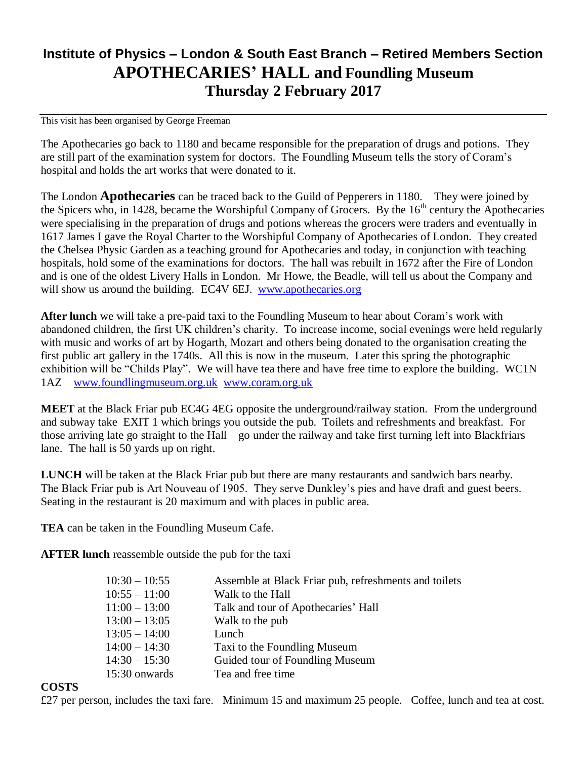# Institute of Physics – London & South East Branch – Retired Members Section

## APOTHECARIES' HALL and Foundling Museum

## Thursday 2 February 2017

This visit has been organised by George Freeman

The Apothecaries go back to 1180 and became responsible for the preparation of drugs and potions. They are still part of the examination system for doctors. The Foundling Museum tells the story of Coram's hospital and holds the art works that were donated to it.

The London **Apothecaries** can be traced back to the Guild of Pepperers in 1180. They were joined by the Spicers who, in 1428, became the Worshipful Company of Grocers. By the 16th century the Apothecaries were specialising in the preparation of drugs and potions whereas the grocers were traders and eventually in 1617 James I gave the Royal Charter to the Worshipful Company of Apothecaries of London. They created the Chelsea Physic Garden as a teaching ground for Apothecaries and today, in conjunction with teaching hospitals, hold some of the examinations for doctors. The hall was rebuilt in 1672 after the Fire of London and is one of the oldest Livery Halls in London. Mr Howe, the Beadle, will tell us about the Company and will show us around the building. EC4V 6EJ. www.apothecaries.org

**After lunch** we will take a pre-paid taxi to the Foundling Museum to hear about Coram's work with abandoned children, the first UK children's charity. To increase income, social evenings were held regularly with music and works of art by Hogarth, Mozart and others being donated to the organisation creating the first public art gallery in the 1740s. All this is now in the museum. Later this spring the photographic exhibition will be "Childs Play". We will have tea there and have free time to explore the building. WC1N 1AZ www.foundlingmuseum.org.uk www.coram.org.uk

**MEET** at the Black Friar pub EC4G 4EG opposite the underground/railway station. From the underground and subway take EXIT 1 which brings you outside the pub. Toilets and refreshments and breakfast. For those arriving late go straight to the Hall – go under the railway and take first turning left into Blackfriars lane. The hall is 50 yards up on right.

**LUNCH** will be taken at the Black Friar pub but there are many restaurants and sandwich bars nearby. The Black Friar pub is Art Nouveau of 1905. They serve Dunkley's pies and have draft and guest beers. Seating in the restaurant is 20 maximum and with places in public area.

**TEA** can be taken in the Foundling Museum Cafe.

**AFTER lunch** reassemble outside the pub for the taxi

| | |
|---|---|
| 10:30 – 10:55 | Assemble at Black Friar pub, refreshments and toilets |
| 10:55 – 11:00 | Walk to the Hall |
| 11:00 – 13:00 | Talk and tour of Apothecaries' Hall |
| 13:00 – 13:05 | Walk to the pub |
| 13:05 – 14:00 | Lunch |
| 14:00 – 14:30 | Taxi to the Foundling Museum |
| 14:30 – 15:30 | Guided tour of Foundling Museum |
| 15:30 onwards | Tea and free time |

**COSTS**

£27 per person, includes the taxi fare. Minimum 15 and maximum 25 people. Coffee, lunch and tea at cost.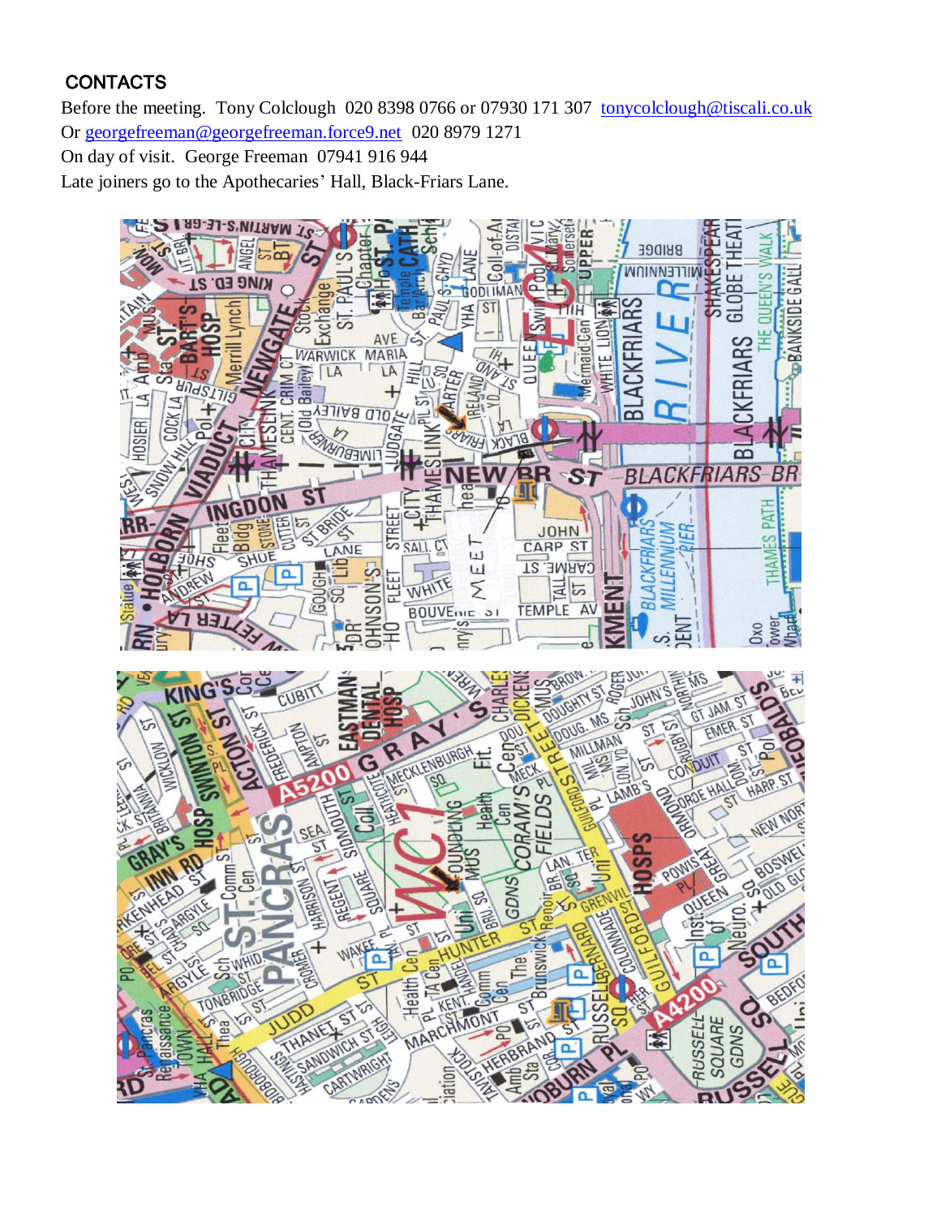## CONTACTS

Before the meeting. Tony Colclough 020 8398 0766 or 07930 171 307 tonycolclough@tiscali.co.uk

Or georgefreeman@georgefreeman.force9.net 020 8979 1271

On day of visit. George Freeman 07941 916 944

Late joiners go to the Apothecaries' Hall, Black-Friars Lane.